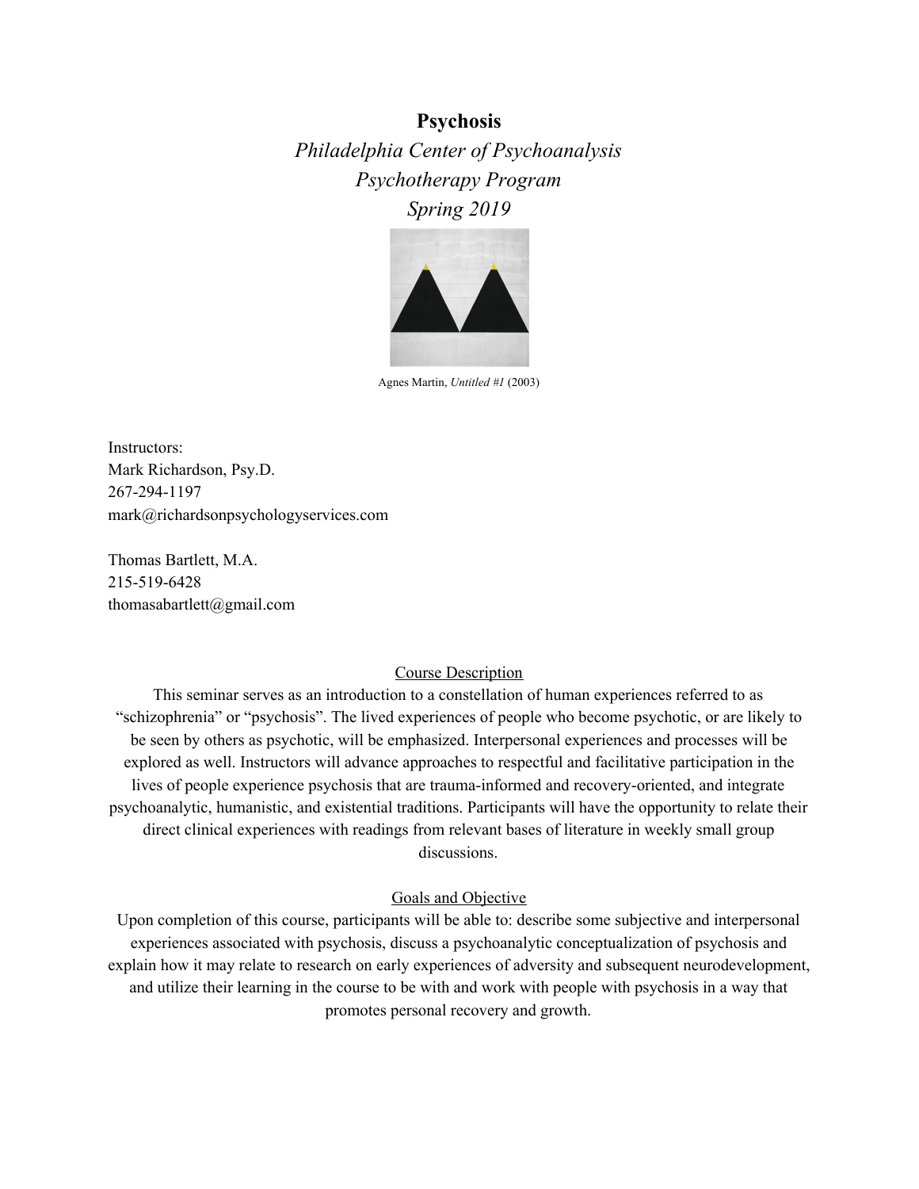# Psychosis

*Philadelphia Center of Psychoanalysis*
*Psychotherapy Program*
*Spring 2019*

Agnes Martin, *Untitled #1* (2003)

Instructors:
Mark Richardson, Psy.D.
267-294-1197
mark@richardsonpsychologyservices.com

Thomas Bartlett, M.A.
215-519-6428
thomasabartlett@gmail.com

## Course Description

This seminar serves as an introduction to a constellation of human experiences referred to as "schizophrenia" or "psychosis". The lived experiences of people who become psychotic, or are likely to be seen by others as psychotic, will be emphasized. Interpersonal experiences and processes will be explored as well. Instructors will advance approaches to respectful and facilitative participation in the lives of people experience psychosis that are trauma-informed and recovery-oriented, and integrate psychoanalytic, humanistic, and existential traditions. Participants will have the opportunity to relate their direct clinical experiences with readings from relevant bases of literature in weekly small group discussions.

## Goals and Objective

Upon completion of this course, participants will be able to: describe some subjective and interpersonal experiences associated with psychosis, discuss a psychoanalytic conceptualization of psychosis and explain how it may relate to research on early experiences of adversity and subsequent neurodevelopment, and utilize their learning in the course to be with and work with people with psychosis in a way that promotes personal recovery and growth.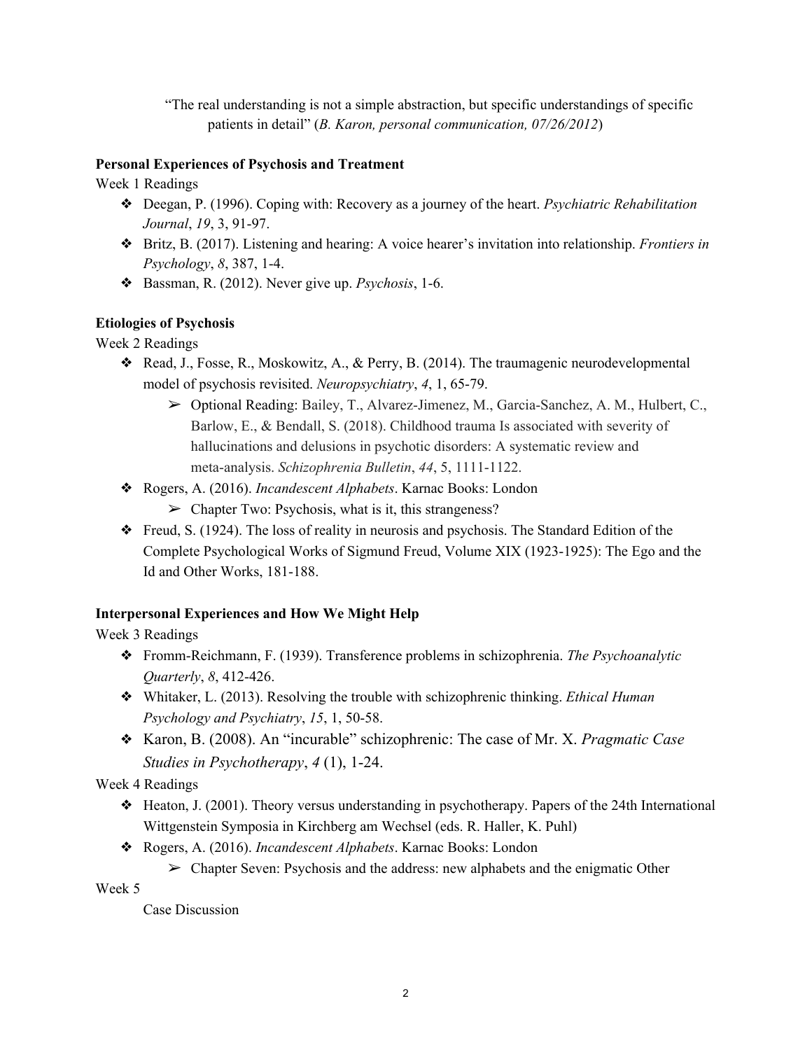"The real understanding is not a simple abstraction, but specific understandings of specific patients in detail" (*B. Karon, personal communication, 07/26/2012*)

**Personal Experiences of Psychosis and Treatment**

Week 1 Readings

- Deegan, P. (1996). Coping with: Recovery as a journey of the heart. *Psychiatric Rehabilitation Journal*, *19*, 3, 91-97.
- Britz, B. (2017). Listening and hearing: A voice hearer's invitation into relationship. *Frontiers in Psychology*, *8*, 387, 1-4.
- Bassman, R. (2012). Never give up. *Psychosis*, 1-6.

**Etiologies of Psychosis**

Week 2 Readings

- Read, J., Fosse, R., Moskowitz, A., & Perry, B. (2014). The traumagenic neurodevelopmental model of psychosis revisited. *Neuropsychiatry*, *4*, 1, 65-79.
    - Optional Reading: Bailey, T., Alvarez-Jimenez, M., Garcia-Sanchez, A. M., Hulbert, C., Barlow, E., & Bendall, S. (2018). Childhood trauma Is associated with severity of hallucinations and delusions in psychotic disorders: A systematic review and meta-analysis. *Schizophrenia Bulletin*, *44*, 5, 1111-1122.
- Rogers, A. (2016). *Incandescent Alphabets*. Karnac Books: London
    - Chapter Two: Psychosis, what is it, this strangeness?
- Freud, S. (1924). The loss of reality in neurosis and psychosis. The Standard Edition of the Complete Psychological Works of Sigmund Freud, Volume XIX (1923-1925): The Ego and the Id and Other Works, 181-188.

**Interpersonal Experiences and How We Might Help**

Week 3 Readings

- Fromm-Reichmann, F. (1939). Transference problems in schizophrenia. *The Psychoanalytic Quarterly*, *8*, 412-426.
- Whitaker, L. (2013). Resolving the trouble with schizophrenic thinking. *Ethical Human Psychology and Psychiatry*, *15*, 1, 50-58.
- Karon, B. (2008). An "incurable" schizophrenic: The case of Mr. X. *Pragmatic Case Studies in Psychotherapy*, *4* (1), 1-24.

Week 4 Readings

- Heaton, J. (2001). Theory versus understanding in psychotherapy. Papers of the 24th International Wittgenstein Symposia in Kirchberg am Wechsel (eds. R. Haller, K. Puhl)
- Rogers, A. (2016). *Incandescent Alphabets*. Karnac Books: London
    - Chapter Seven: Psychosis and the address: new alphabets and the enigmatic Other

Week 5

Case Discussion